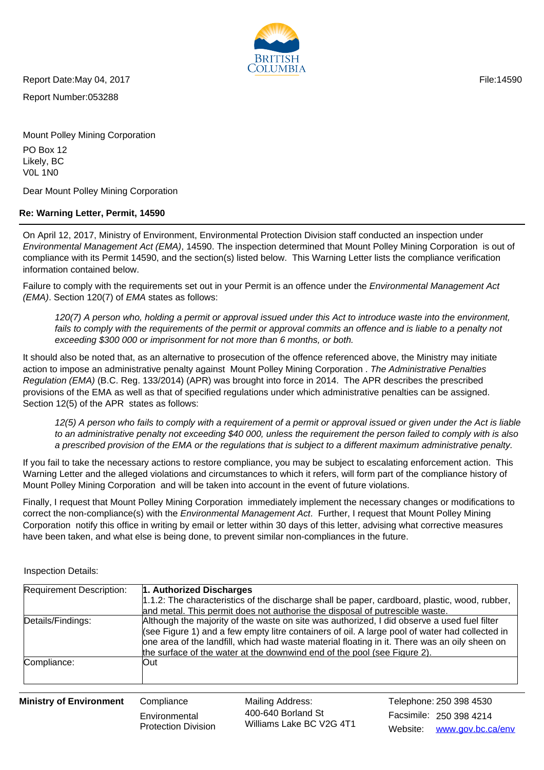Report Date:May 04, 2017

File:14590

Report Number:053288

Mount Polley Mining Corporation

PO Box 12
Likely, BC
V0L 1N0

Dear Mount Polley Mining Corporation

**Re: Warning Letter, Permit, 14590**

On April 12, 2017, Ministry of Environment, Environmental Protection Division staff conducted an inspection under *Environmental Management Act (EMA)*, 14590. The inspection determined that Mount Polley Mining Corporation is out of compliance with its Permit 14590, and the section(s) listed below. This Warning Letter lists the compliance verification information contained below.

Failure to comply with the requirements set out in your Permit is an offence under the *Environmental Management Act (EMA)*. Section 120(7) of *EMA* states as follows:

> *120(7) A person who, holding a permit or approval issued under this Act to introduce waste into the environment, fails to comply with the requirements of the permit or approval commits an offence and is liable to a penalty not exceeding $300 000 or imprisonment for not more than 6 months, or both.*

It should also be noted that, as an alternative to prosecution of the offence referenced above, the Ministry may initiate action to impose an administrative penalty against Mount Polley Mining Corporation . *The Administrative Penalties Regulation (EMA)* (B.C. Reg. 133/2014) (APR) was brought into force in 2014. The APR describes the prescribed provisions of the EMA as well as that of specified regulations under which administrative penalties can be assigned. Section 12(5) of the APR states as follows:

> *12(5) A person who fails to comply with a requirement of a permit or approval issued or given under the Act is liable to an administrative penalty not exceeding $40 000, unless the requirement the person failed to comply with is also a prescribed provision of the EMA or the regulations that is subject to a different maximum administrative penalty.*

If you fail to take the necessary actions to restore compliance, you may be subject to escalating enforcement action. This Warning Letter and the alleged violations and circumstances to which it refers, will form part of the compliance history of Mount Polley Mining Corporation and will be taken into account in the event of future violations.

Finally, I request that Mount Polley Mining Corporation immediately implement the necessary changes or modifications to correct the non-compliance(s) with the *Environmental Management Act*. Further, I request that Mount Polley Mining Corporation notify this office in writing by email or letter within 30 days of this letter, advising what corrective measures have been taken, and what else is being done, to prevent similar non-compliances in the future.

Inspection Details:

| | |
|---|---|
| Requirement Description: | **1. Authorized Discharges**<br>1.1.2: The characteristics of the discharge shall be paper, cardboard, plastic, wood, rubber, and metal. This permit does not authorise the disposal of putrescible waste. |
| Details/Findings: | Although the majority of the waste on site was authorized, I did observe a used fuel filter (see Figure 1) and a few empty litre containers of oil. A large pool of water had collected in one area of the landfill, which had waste material floating in it. There was an oily sheen on the surface of the water at the downwind end of the pool (see Figure 2). |
| Compliance: | Out |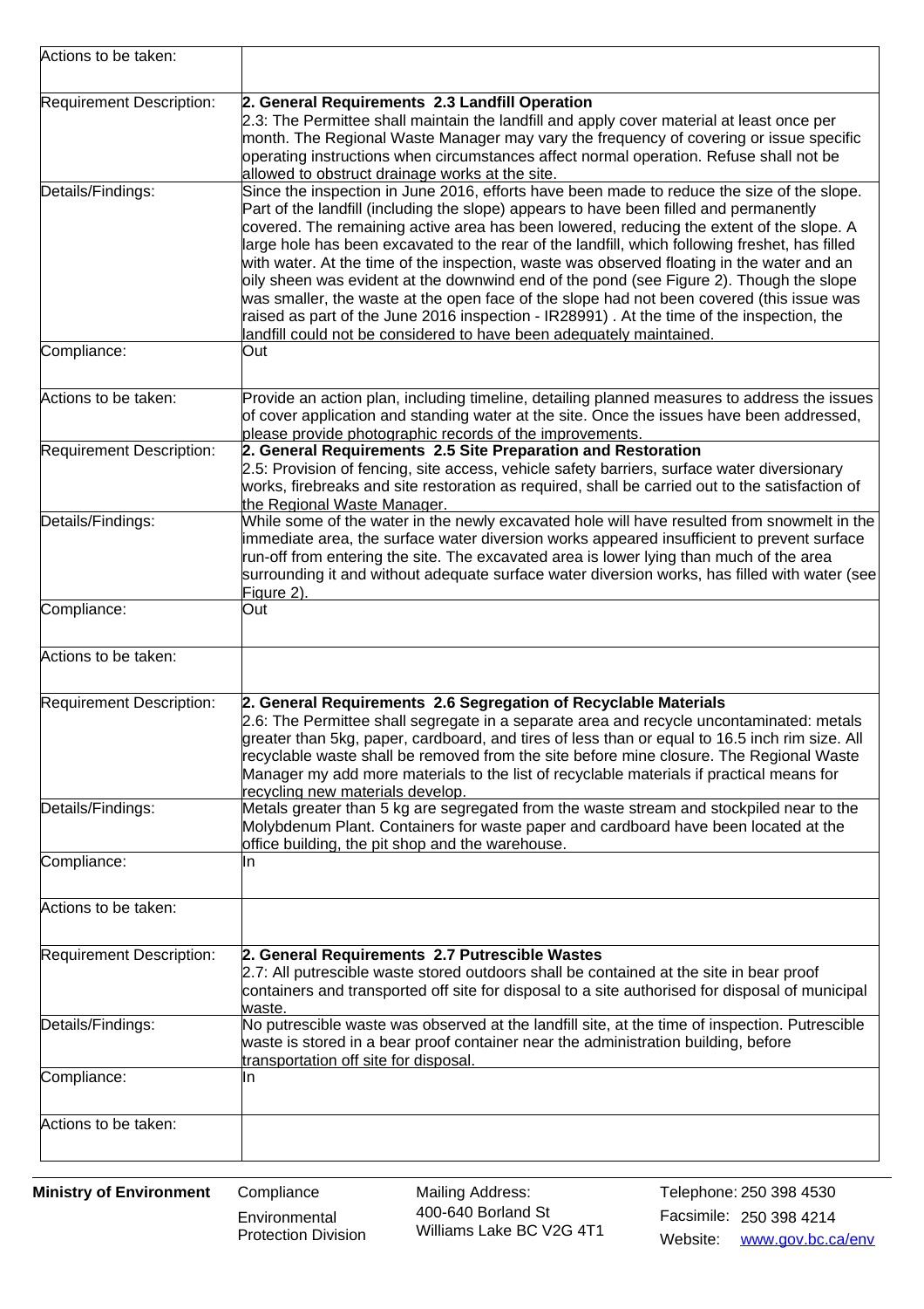| | |
|---|---|
| Actions to be taken: | |
| Requirement Description: | **2. General Requirements 2.3 Landfill Operation**<br>2.3: The Permittee shall maintain the landfill and apply cover material at least once per month. The Regional Waste Manager may vary the frequency of covering or issue specific operating instructions when circumstances affect normal operation. Refuse shall not be allowed to obstruct drainage works at the site. |
| Details/Findings: | Since the inspection in June 2016, efforts have been made to reduce the size of the slope. Part of the landfill (including the slope) appears to have been filled and permanently covered. The remaining active area has been lowered, reducing the extent of the slope. A large hole has been excavated to the rear of the landfill, which following freshet, has filled with water. At the time of the inspection, waste was observed floating in the water and an oily sheen was evident at the downwind end of the pond (see Figure 2). Though the slope was smaller, the waste at the open face of the slope had not been covered (this issue was raised as part of the June 2016 inspection - IR28991) . At the time of the inspection, the landfill could not be considered to have been adequately maintained. |
| Compliance: | Out |
| Actions to be taken: | Provide an action plan, including timeline, detailing planned measures to address the issues of cover application and standing water at the site. Once the issues have been addressed, please provide photographic records of the improvements. |
| Requirement Description: | **2. General Requirements 2.5 Site Preparation and Restoration**<br>2.5: Provision of fencing, site access, vehicle safety barriers, surface water diversionary works, firebreaks and site restoration as required, shall be carried out to the satisfaction of the Regional Waste Manager. |
| Details/Findings: | While some of the water in the newly excavated hole will have resulted from snowmelt in the immediate area, the surface water diversion works appeared insufficient to prevent surface run-off from entering the site. The excavated area is lower lying than much of the area surrounding it and without adequate surface water diversion works, has filled with water (see Figure 2). |
| Compliance: | Out |
| Actions to be taken: | |
| Requirement Description: | **2. General Requirements 2.6 Segregation of Recyclable Materials**<br>2.6: The Permittee shall segregate in a separate area and recycle uncontaminated: metals greater than 5kg, paper, cardboard, and tires of less than or equal to 16.5 inch rim size. All recyclable waste shall be removed from the site before mine closure. The Regional Waste Manager my add more materials to the list of recyclable materials if practical means for recycling new materials develop. |
| Details/Findings: | Metals greater than 5 kg are segregated from the waste stream and stockpiled near to the Molybdenum Plant. Containers for waste paper and cardboard have been located at the office building, the pit shop and the warehouse. |
| Compliance: | In |
| Actions to be taken: | |
| Requirement Description: | **2. General Requirements 2.7 Putrescible Wastes**<br>2.7: All putrescible waste stored outdoors shall be contained at the site in bear proof containers and transported off site for disposal to a site authorised for disposal of municipal waste. |
| Details/Findings: | No putrescible waste was observed at the landfill site, at the time of inspection. Putrescible waste is stored in a bear proof container near the administration building, before transportation off site for disposal. |
| Compliance: | In |
| Actions to be taken: | |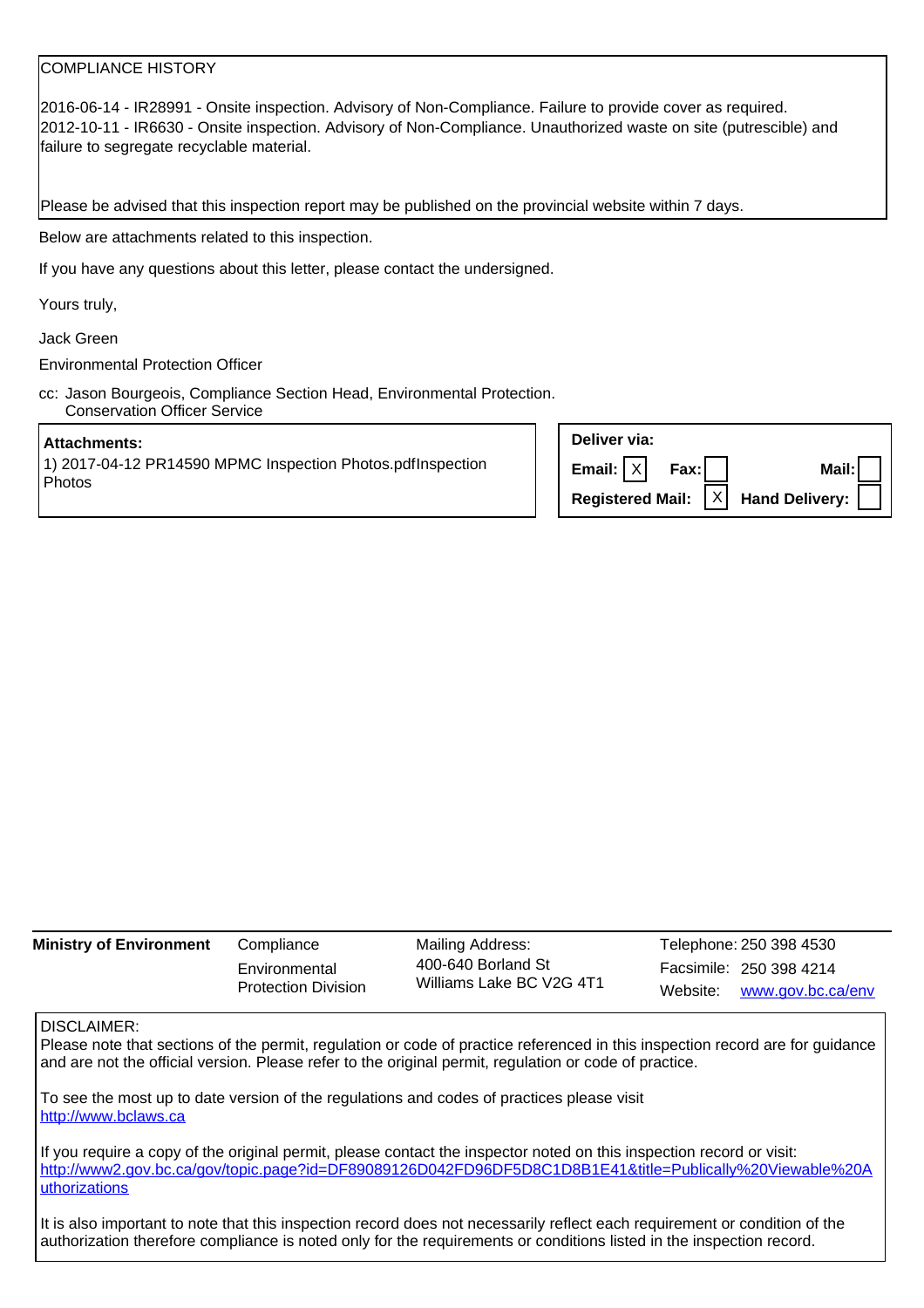COMPLIANCE HISTORY

2016-06-14 - IR28991 - Onsite inspection. Advisory of Non-Compliance. Failure to provide cover as required.
2012-10-11 - IR6630 - Onsite inspection. Advisory of Non-Compliance. Unauthorized waste on site (putrescible) and failure to segregate recyclable material.

Please be advised that this inspection report may be published on the provincial website within 7 days.

Below are attachments related to this inspection.

If you have any questions about this letter, please contact the undersigned.

Yours truly,

Jack Green

Environmental Protection Officer

cc: Jason Bourgeois, Compliance Section Head, Environmental Protection.
Conservation Officer Service

**Attachments:**
1) 2017-04-12 PR14590 MPMC Inspection Photos.pdfInspection Photos

**Deliver via:**

| | | | |
|---|---|---|---|
| **Email:** | X | **Fax:** | |
| **Mail:** | | **Registered Mail:** | X |
| **Hand Delivery:** | | | |

**Ministry of Environment** | Compliance | Environmental Protection Division | Mailing Address: 400-640 Borland St Williams Lake BC V2G 4T1 | Telephone: 250 398 4530 | Facsimile: 250 398 4214 | Website: www.gov.bc.ca/env

DISCLAIMER:
Please note that sections of the permit, regulation or code of practice referenced in this inspection record are for guidance and are not the official version. Please refer to the original permit, regulation or code of practice.

To see the most up to date version of the regulations and codes of practices please visit
http://www.bclaws.ca

If you require a copy of the original permit, please contact the inspector noted on this inspection record or visit:
http://www2.gov.bc.ca/gov/topic.page?id=DF89089126D042FD96DF5D8C1D8B1E41&title=Publically%20Viewable%20Authorizations

It is also important to note that this inspection record does not necessarily reflect each requirement or condition of the authorization therefore compliance is noted only for the requirements or conditions listed in the inspection record.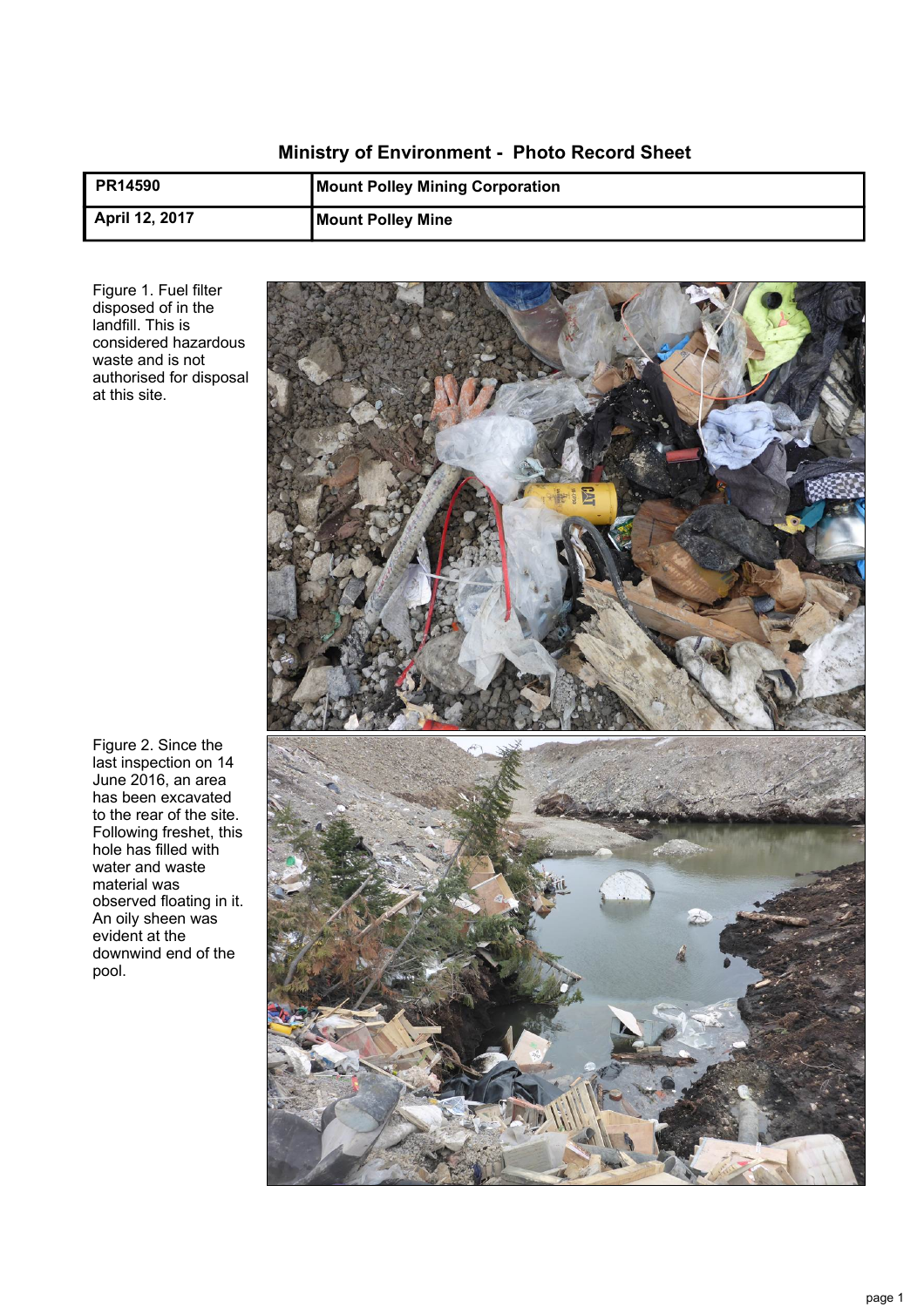# Ministry of Environment - Photo Record Sheet

| PR14590 | Mount Polley Mining Corporation |
|---|---|
| April 12, 2017 | Mount Polley Mine |

Figure 1. Fuel filter disposed of in the landfill. This is considered hazardous waste and is not authorised for disposal at this site.

Figure 2. Since the last inspection on 14 June 2016, an area has been excavated to the rear of the site. Following freshet, this hole has filled with water and waste material was observed floating in it. An oily sheen was evident at the downwind end of the pool.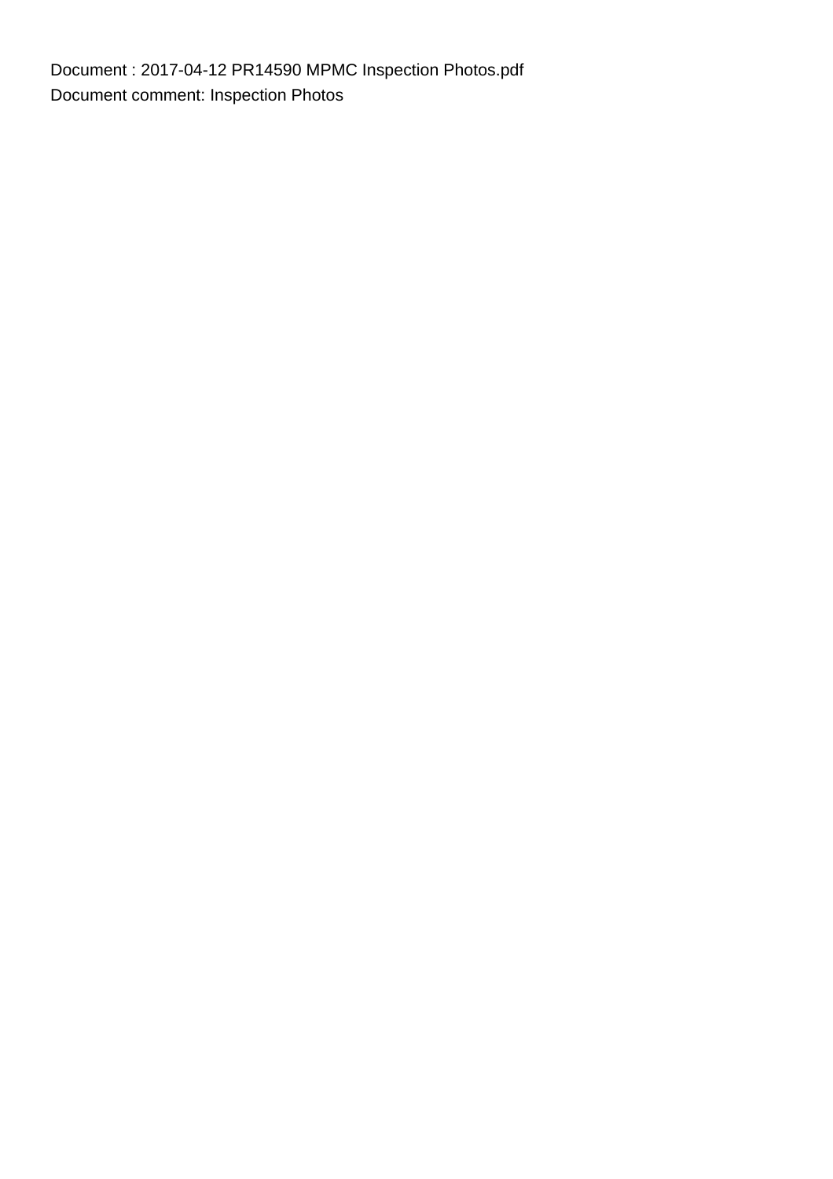Document : 2017-04-12 PR14590 MPMC Inspection Photos.pdf

Document comment: Inspection Photos